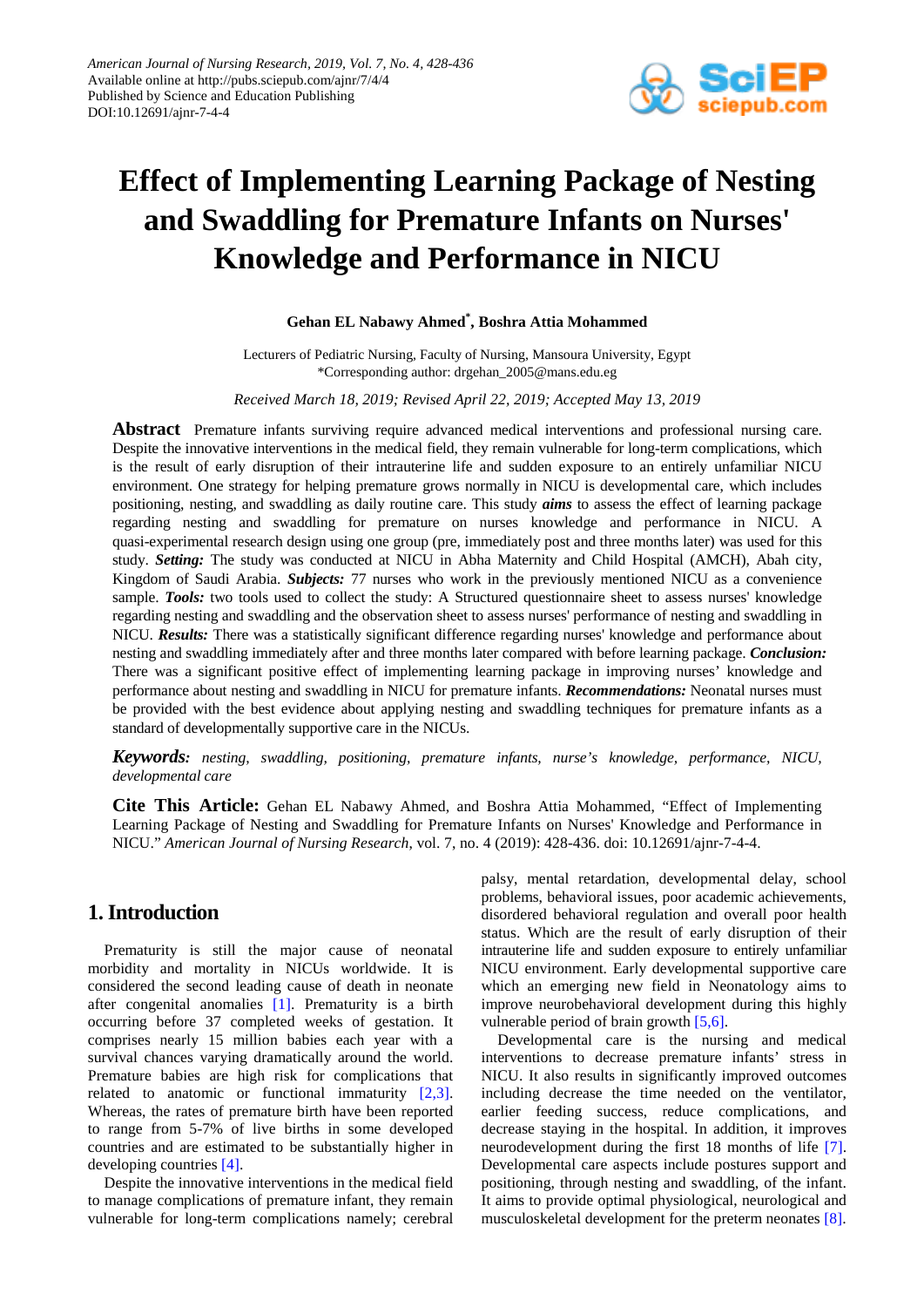# Effect of Implementing Learning Package of Nesting and Swaddling for Premature Infants on Nurses' Knowledge and Performance in NICU

**Gehan EL Nabawy Ahmed*, Boshra Attia Mohammed**

Lecturers of Pediatric Nursing, Faculty of Nursing, Mansoura University, Egypt
*Corresponding author: drgehan_2005@mans.edu.eg

*Received March 18, 2019; Revised April 22, 2019; Accepted May 13, 2019*

**Abstract** Premature infants surviving require advanced medical interventions and professional nursing care. Despite the innovative interventions in the medical field, they remain vulnerable for long-term complications, which is the result of early disruption of their intrauterine life and sudden exposure to an entirely unfamiliar NICU environment. One strategy for helping premature grows normally in NICU is developmental care, which includes positioning, nesting, and swaddling as daily routine care. This study ***aims*** to assess the effect of learning package regarding nesting and swaddling for premature on nurses knowledge and performance in NICU. A quasi-experimental research design using one group (pre, immediately post and three months later) was used for this study. ***Setting:*** The study was conducted at NICU in Abha Maternity and Child Hospital (AMCH), Abah city, Kingdom of Saudi Arabia. ***Subjects:*** 77 nurses who work in the previously mentioned NICU as a convenience sample. ***Tools:*** two tools used to collect the study: A Structured questionnaire sheet to assess nurses' knowledge regarding nesting and swaddling and the observation sheet to assess nurses' performance of nesting and swaddling in NICU. ***Results:*** There was a statistically significant difference regarding nurses' knowledge and performance about nesting and swaddling immediately after and three months later compared with before learning package. ***Conclusion:*** There was a significant positive effect of implementing learning package in improving nurses' knowledge and performance about nesting and swaddling in NICU for premature infants. ***Recommendations:*** Neonatal nurses must be provided with the best evidence about applying nesting and swaddling techniques for premature infants as a standard of developmentally supportive care in the NICUs.

***Keywords:*** *nesting, swaddling, positioning, premature infants, nurse's knowledge, performance, NICU, developmental care*

**Cite This Article:** Gehan EL Nabawy Ahmed, and Boshra Attia Mohammed, "Effect of Implementing Learning Package of Nesting and Swaddling for Premature Infants on Nurses' Knowledge and Performance in NICU." *American Journal of Nursing Research*, vol. 7, no. 4 (2019): 428-436. doi: 10.12691/ajnr-7-4-4.

## 1. Introduction

Prematurity is still the major cause of neonatal morbidity and mortality in NICUs worldwide. It is considered the second leading cause of death in neonate after congenital anomalies [1]. Prematurity is a birth occurring before 37 completed weeks of gestation. It comprises nearly 15 million babies each year with a survival chances varying dramatically around the world. Premature babies are high risk for complications that related to anatomic or functional immaturity [2,3]. Whereas, the rates of premature birth have been reported to range from 5-7% of live births in some developed countries and are estimated to be substantially higher in developing countries [4].

Despite the innovative interventions in the medical field to manage complications of premature infant, they remain vulnerable for long-term complications namely; cerebral palsy, mental retardation, developmental delay, school problems, behavioral issues, poor academic achievements, disordered behavioral regulation and overall poor health status. Which are the result of early disruption of their intrauterine life and sudden exposure to entirely unfamiliar NICU environment. Early developmental supportive care which an emerging new field in Neonatology aims to improve neurobehavioral development during this highly vulnerable period of brain growth [5,6].

Developmental care is the nursing and medical interventions to decrease premature infants' stress in NICU. It also results in significantly improved outcomes including decrease the time needed on the ventilator, earlier feeding success, reduce complications, and decrease staying in the hospital. In addition, it improves neurodevelopment during the first 18 months of life [7]. Developmental care aspects include postures support and positioning, through nesting and swaddling, of the infant. It aims to provide optimal physiological, neurological and musculoskeletal development for the preterm neonates [8].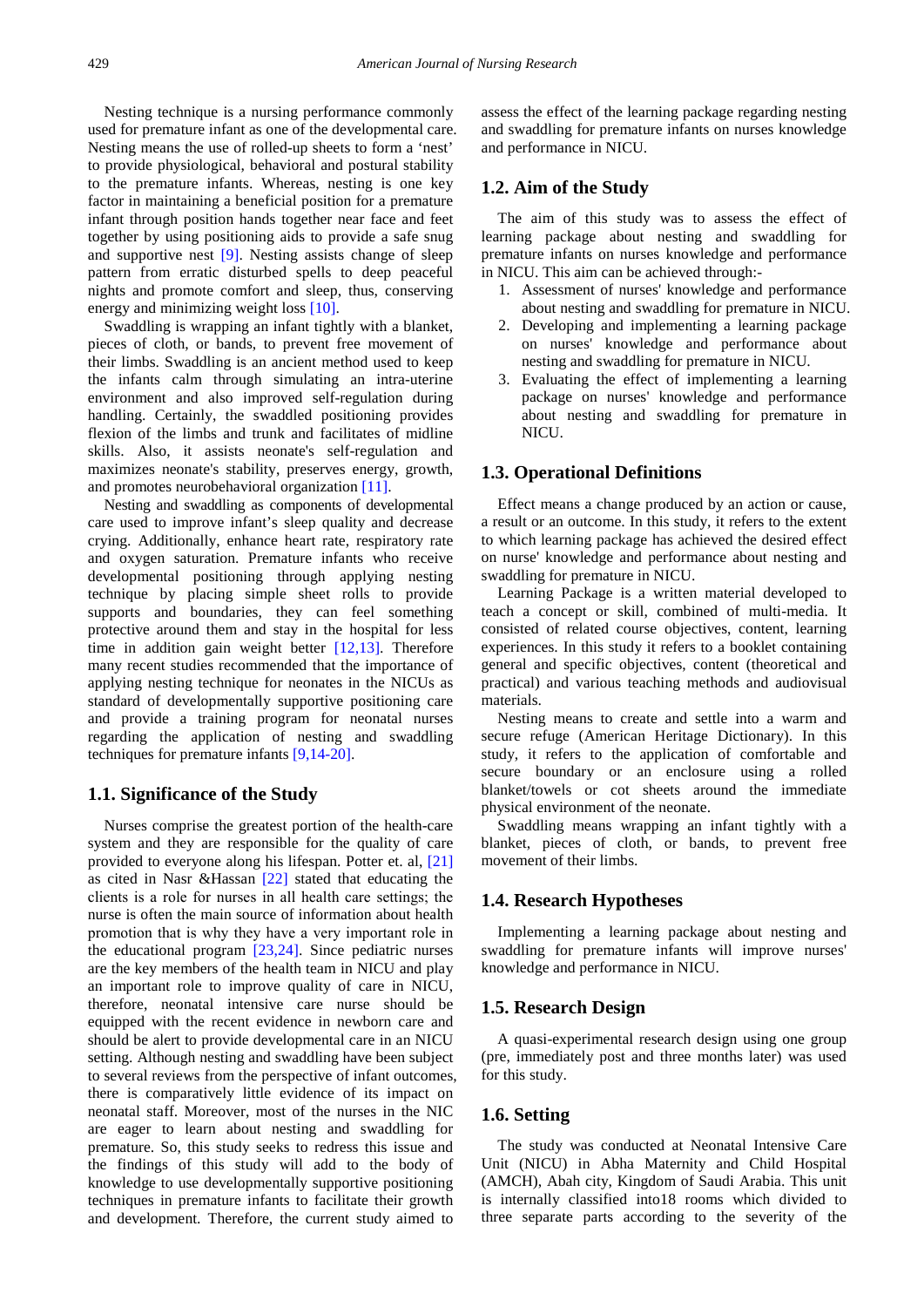Nesting technique is a nursing performance commonly used for premature infant as one of the developmental care. Nesting means the use of rolled-up sheets to form a 'nest' to provide physiological, behavioral and postural stability to the premature infants. Whereas, nesting is one key factor in maintaining a beneficial position for a premature infant through position hands together near face and feet together by using positioning aids to provide a safe snug and supportive nest [9]. Nesting assists change of sleep pattern from erratic disturbed spells to deep peaceful nights and promote comfort and sleep, thus, conserving energy and minimizing weight loss [10].

Swaddling is wrapping an infant tightly with a blanket, pieces of cloth, or bands, to prevent free movement of their limbs. Swaddling is an ancient method used to keep the infants calm through simulating an intra-uterine environment and also improved self-regulation during handling. Certainly, the swaddled positioning provides flexion of the limbs and trunk and facilitates of midline skills. Also, it assists neonate's self-regulation and maximizes neonate's stability, preserves energy, growth, and promotes neurobehavioral organization [11].

Nesting and swaddling as components of developmental care used to improve infant's sleep quality and decrease crying. Additionally, enhance heart rate, respiratory rate and oxygen saturation. Premature infants who receive developmental positioning through applying nesting technique by placing simple sheet rolls to provide supports and boundaries, they can feel something protective around them and stay in the hospital for less time in addition gain weight better [12,13]. Therefore many recent studies recommended that the importance of applying nesting technique for neonates in the NICUs as standard of developmentally supportive positioning care and provide a training program for neonatal nurses regarding the application of nesting and swaddling techniques for premature infants [9,14-20].

## 1.1. Significance of the Study

Nurses comprise the greatest portion of the health-care system and they are responsible for the quality of care provided to everyone along his lifespan. Potter et. al, [21] as cited in Nasr &Hassan [22] stated that educating the clients is a role for nurses in all health care settings; the nurse is often the main source of information about health promotion that is why they have a very important role in the educational program [23,24]. Since pediatric nurses are the key members of the health team in NICU and play an important role to improve quality of care in NICU, therefore, neonatal intensive care nurse should be equipped with the recent evidence in newborn care and should be alert to provide developmental care in an NICU setting. Although nesting and swaddling have been subject to several reviews from the perspective of infant outcomes, there is comparatively little evidence of its impact on neonatal staff. Moreover, most of the nurses in the NIC are eager to learn about nesting and swaddling for premature. So, this study seeks to redress this issue and the findings of this study will add to the body of knowledge to use developmentally supportive positioning techniques in premature infants to facilitate their growth and development. Therefore, the current study aimed to assess the effect of the learning package regarding nesting and swaddling for premature infants on nurses knowledge and performance in NICU.

## 1.2. Aim of the Study

The aim of this study was to assess the effect of learning package about nesting and swaddling for premature infants in NICU on nurses knowledge and performance in NICU. This aim can be achieved through:-

1. Assessment of nurses' knowledge and performance about nesting and swaddling for premature in NICU.
2. Developing and implementing a learning package on nurses' knowledge and performance about nesting and swaddling for premature in NICU.
3. Evaluating the effect of implementing a learning package on nurses' knowledge and performance about nesting and swaddling for premature in NICU.

## 1.3. Operational Definitions

Effect means a change produced by an action or cause, a result or an outcome. In this study, it refers to the extent to which learning package has achieved the desired effect on nurse' knowledge and performance about nesting and swaddling for premature in NICU.

Learning Package is a written material developed to teach a concept or skill, combined of multi-media. It consisted of related course objectives, content, learning experiences. In this study it refers to a booklet containing general and specific objectives, content (theoretical and practical) and various teaching methods and audiovisual materials.

Nesting means to create and settle into a warm and secure refuge (American Heritage Dictionary). In this study, it refers to the application of comfortable and secure boundary or an enclosure using a rolled blanket/towels or cot sheets around the immediate physical environment of the neonate.

Swaddling means wrapping an infant tightly with a blanket, pieces of cloth, or bands, to prevent free movement of their limbs.

## 1.4. Research Hypotheses

Implementing a learning package about nesting and swaddling for premature infants will improve nurses' knowledge and performance in NICU.

## 1.5. Research Design

A quasi-experimental research design using one group (pre, immediately post and three months later) was used for this study.

## 1.6. Setting

The study was conducted at Neonatal Intensive Care Unit (NICU) in Abha Maternity and Child Hospital (AMCH), Abah city, Kingdom of Saudi Arabia. This unit is internally classified into18 rooms which divided to three separate parts according to the severity of the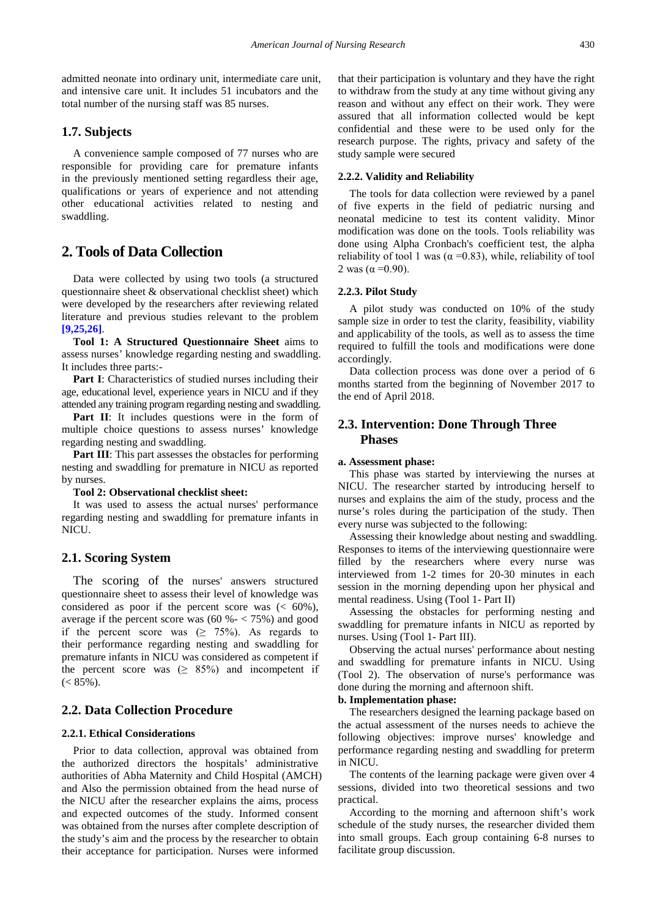admitted neonate into ordinary unit, intermediate care unit, and intensive care unit. It includes 51 incubators and the total number of the nursing staff was 85 nurses.

### 1.7. Subjects

A convenience sample composed of 77 nurses who are responsible for providing care for premature infants in the previously mentioned setting regardless their age, qualifications or years of experience and not attending other educational activities related to nesting and swaddling.

## 2. Tools of Data Collection

Data were collected by using two tools (a structured questionnaire sheet & observational checklist sheet) which were developed by the researchers after reviewing related literature and previous studies relevant to the problem [9,25,26].

**Tool 1: A Structured Questionnaire Sheet** aims to assess nurses' knowledge regarding nesting and swaddling. It includes three parts:-

**Part I**: Characteristics of studied nurses including their age, educational level, experience years in NICU and if they attended any training program regarding nesting and swaddling.

**Part II**: It includes questions were in the form of multiple choice questions to assess nurses' knowledge regarding nesting and swaddling.

**Part III**: This part assesses the obstacles for performing nesting and swaddling for premature in NICU as reported by nurses.

**Tool 2: Observational checklist sheet:**

It was used to assess the actual nurses' performance regarding nesting and swaddling for premature infants in NICU.

### 2.1. Scoring System

The scoring of the nurses' answers structured questionnaire sheet to assess their level of knowledge was considered as poor if the percent score was (< 60%), average if the percent score was (60 %- < 75%) and good if the percent score was (≥ 75%). As regards to their performance regarding nesting and swaddling for premature infants in NICU was considered as competent if the percent score was (≥ 85%) and incompetent if (< 85%).

### 2.2. Data Collection Procedure

#### 2.2.1. Ethical Considerations

Prior to data collection, approval was obtained from the authorized directors the hospitals' administrative authorities of Abha Maternity and Child Hospital (AMCH) and Also the permission obtained from the head nurse of the NICU after the researcher explains the aims, process and expected outcomes of the study. Informed consent was obtained from the nurses after complete description of the study's aim and the process by the researcher to obtain their acceptance for participation. Nurses were informed that their participation is voluntary and they have the right to withdraw from the study at any time without giving any reason and without any effect on their work. They were assured that all information collected would be kept confidential and these were to be used only for the research purpose. The rights, privacy and safety of the study sample were secured

#### 2.2.2. Validity and Reliability

The tools for data collection were reviewed by a panel of five experts in the field of pediatric nursing and neonatal medicine to test its content validity. Minor modification was done on the tools. Tools reliability was done using Alpha Cronbach's coefficient test, the alpha reliability of tool 1 was (α =0.83), while, reliability of tool 2 was (α =0.90).

#### 2.2.3. Pilot Study

A pilot study was conducted on 10% of the study sample size in order to test the clarity, feasibility, viability and applicability of the tools, as well as to assess the time required to fulfill the tools and modifications were done accordingly.

Data collection process was done over a period of 6 months started from the beginning of November 2017 to the end of April 2018.

### 2.3. Intervention: Done Through Three Phases

**a. Assessment phase:**

This phase was started by interviewing the nurses at NICU. The researcher started by introducing herself to nurses and explains the aim of the study, process and the nurse's roles during the participation of the study. Then every nurse was subjected to the following:

Assessing their knowledge about nesting and swaddling. Responses to items of the interviewing questionnaire were filled by the researchers where every nurse was interviewed from 1-2 times for 20-30 minutes in each session in the morning depending upon her physical and mental readiness. Using (Tool 1- Part II)

Assessing the obstacles for performing nesting and swaddling for premature infants in NICU as reported by nurses. Using (Tool 1- Part III).

Observing the actual nurses' performance about nesting and swaddling for premature infants in NICU. Using (Tool 2). The observation of nurse's performance was done during the morning and afternoon shift.

**b. Implementation phase:**

The researchers designed the learning package based on the actual assessment of the nurses needs to achieve the following objectives: improve nurses' knowledge and performance regarding nesting and swaddling for preterm in NICU.

The contents of the learning package were given over 4 sessions, divided into two theoretical sessions and two practical.

According to the morning and afternoon shift's work schedule of the study nurses, the researcher divided them into small groups. Each group containing 6-8 nurses to facilitate group discussion.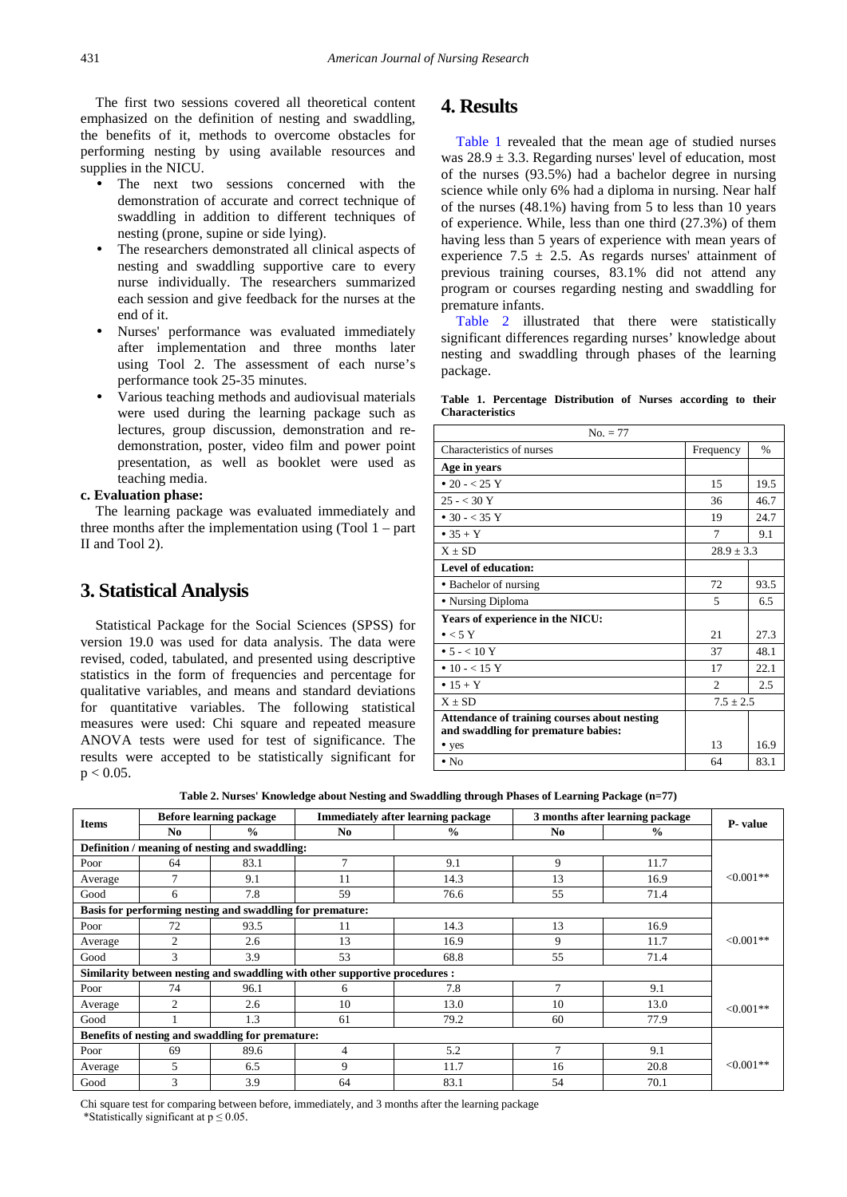The first two sessions covered all theoretical content emphasized on the definition of nesting and swaddling, the benefits of it, methods to overcome obstacles for performing nesting by using available resources and supplies in the NICU.

- The next two sessions concerned with the demonstration of accurate and correct technique of swaddling in addition to different techniques of nesting (prone, supine or side lying).
- The researchers demonstrated all clinical aspects of nesting and swaddling supportive care to every nurse individually. The researchers summarized each session and give feedback for the nurses at the end of it.
- Nurses' performance was evaluated immediately after implementation and three months later using Tool 2. The assessment of each nurse's performance took 25-35 minutes.
- Various teaching methods and audiovisual materials were used during the learning package such as lectures, group discussion, demonstration and re-demonstration, poster, video film and power point presentation, as well as booklet were used as teaching media.

**c. Evaluation phase:**

The learning package was evaluated immediately and three months after the implementation using (Tool 1 – part II and Tool 2).

## 3. Statistical Analysis

Statistical Package for the Social Sciences (SPSS) for version 19.0 was used for data analysis. The data were revised, coded, tabulated, and presented using descriptive statistics in the form of frequencies and percentage for qualitative variables, and means and standard deviations for quantitative variables. The following statistical measures were used: Chi square and repeated measure ANOVA tests were used for test of significance. The results were accepted to be statistically significant for $p < 0.05$.

## 4. Results

Table 1 revealed that the mean age of studied nurses was $28.9 \pm 3.3$. Regarding nurses' level of education, most of the nurses (93.5%) had a bachelor degree in nursing science while only 6% had a diploma in nursing. Near half of the nurses (48.1%) having from 5 to less than 10 years of experience. While, less than one third (27.3%) of them having less than 5 years of experience with mean years of experience $7.5 \pm 2.5$. As regards nurses' attainment of previous training courses, 83.1% did not attend any program or courses regarding nesting and swaddling for premature infants.

Table 2 illustrated that there were statistically significant differences regarding nurses' knowledge about nesting and swaddling through phases of the learning package.

**Table 1. Percentage Distribution of Nurses according to their Characteristics**

| No. = 77 | | |
|---|---|---|
| Characteristics of nurses | Frequency | % |
| **Age in years** | | |
| • 20 - < 25 Y | 15 | 19.5 |
| 25 - < 30 Y | 36 | 46.7 |
| • 30 - < 35 Y | 19 | 24.7 |
| • 35 + Y | 7 | 9.1 |
| X ± SD | 28.9 ± 3.3 | |
| **Level of education:** | | |
| • Bachelor of nursing | 72 | 93.5 |
| • Nursing Diploma | 5 | 6.5 |
| **Years of experience in the NICU:** | | |
| • < 5 Y | 21 | 27.3 |
| • 5 - < 10 Y | 37 | 48.1 |
| • 10 - < 15 Y | 17 | 22.1 |
| • 15 + Y | 2 | 2.5 |
| X ± SD | 7.5 ± 2.5 | |
| **Attendance of training courses about nesting and swaddling for premature babies:** | | |
| • yes | 13 | 16.9 |
| • No | 64 | 83.1 |

**Table 2. Nurses' Knowledge about Nesting and Swaddling through Phases of Learning Package (n=77)**

| Items | Before learning package | | Immediately after learning package | | 3 months after learning package | | P- value |
|---|---|---|---|---|---|---|---|
| | No | % | No | % | No | % | |
| **Definition / meaning of nesting and swaddling:** | | | | | | | |
| Poor | 64 | 83.1 | 7 | 9.1 | 9 | 11.7 | <0.001** |
| Average | 7 | 9.1 | 11 | 14.3 | 13 | 16.9 | |
| Good | 6 | 7.8 | 59 | 76.6 | 55 | 71.4 | |
| **Basis for performing nesting and swaddling for premature:** | | | | | | | |
| Poor | 72 | 93.5 | 11 | 14.3 | 13 | 16.9 | <0.001** |
| Average | 2 | 2.6 | 13 | 16.9 | 9 | 11.7 | |
| Good | 3 | 3.9 | 53 | 68.8 | 55 | 71.4 | |
| **Similarity between nesting and swaddling with other supportive procedures :** | | | | | | | |
| Poor | 74 | 96.1 | 6 | 7.8 | 7 | 9.1 | <0.001** |
| Average | 2 | 2.6 | 10 | 13.0 | 10 | 13.0 | |
| Good | 1 | 1.3 | 61 | 79.2 | 60 | 77.9 | |
| **Benefits of nesting and swaddling for premature:** | | | | | | | |
| Poor | 69 | 89.6 | 4 | 5.2 | 7 | 9.1 | <0.001** |
| Average | 5 | 6.5 | 9 | 11.7 | 16 | 20.8 | |
| Good | 3 | 3.9 | 64 | 83.1 | 54 | 70.1 | |

Chi square test for comparing between before, immediately, and 3 months after the learning package

*Statistically significant at $p \leq 0.05$.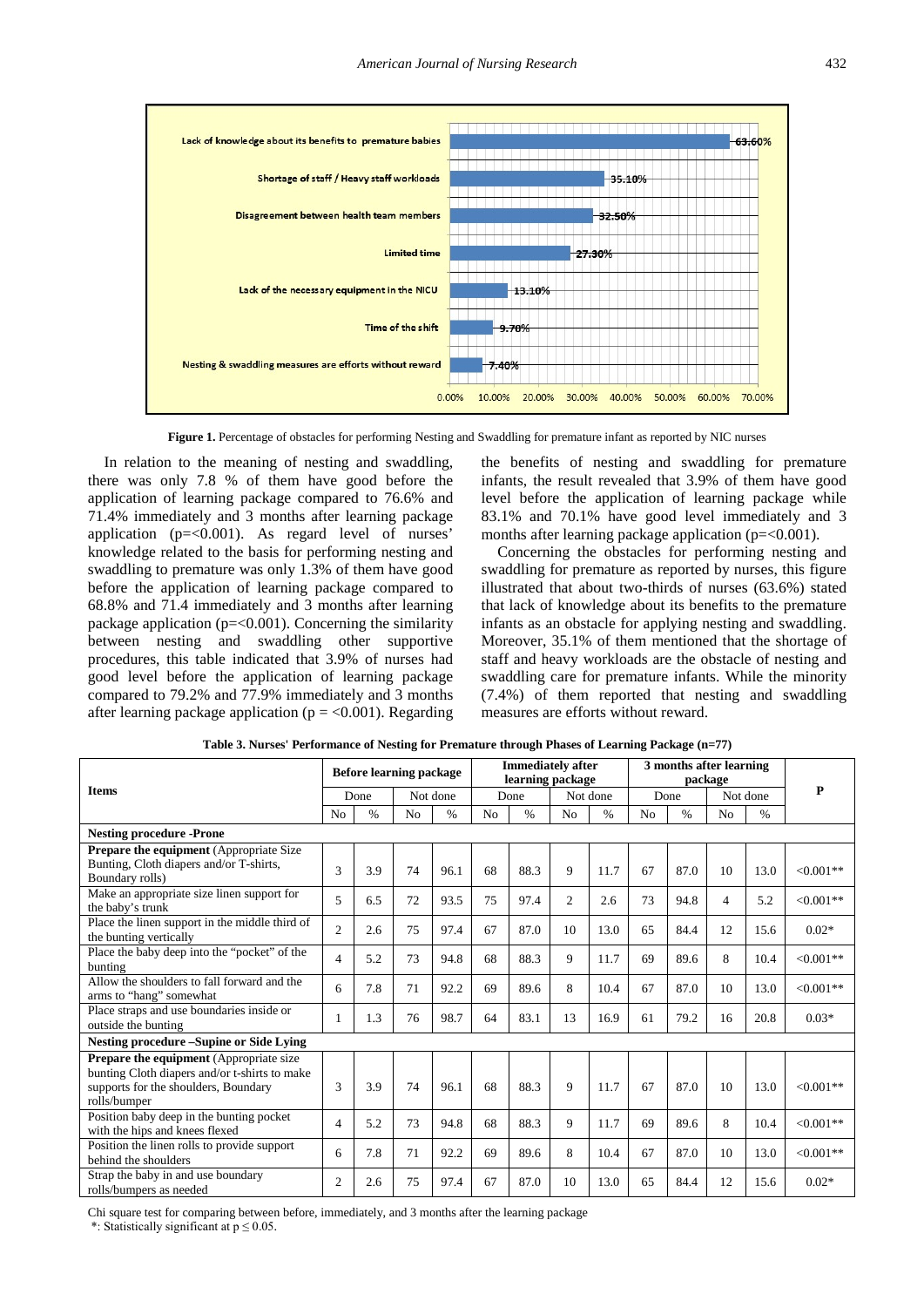Lack of knowledge about its benefits to premature babies: 63.60%
Shortage of staff / Heavy staff workloads: 35.10%
Disagreement between health team members: 32.50%
Limited time: 27.30%
Lack of the necessary equipment in the NICU: 13.10%
Time of the shift: 9.70%
Nesting & swaddling measures are efforts without reward: 7.40%

**Figure 1.** Percentage of obstacles for performing Nesting and Swaddling for premature infant as reported by NIC nurses

In relation to the meaning of nesting and swaddling, there was only 7.8 % of them have good before the application of learning package compared to 76.6% and 71.4% immediately and 3 months after learning package application (p=<0.001). As regard level of nurses' knowledge related to the basis for performing nesting and swaddling to premature was only 1.3% of them have good before the application of learning package compared to 68.8% and 71.4 immediately and 3 months after learning package application (p=<0.001). Concerning the similarity between nesting and swaddling other supportive procedures, this table indicated that 3.9% of nurses had good level before the application of learning package compared to 79.2% and 77.9% immediately and 3 months after learning package application (p = <0.001). Regarding the benefits of nesting and swaddling for premature infants, the result revealed that 3.9% of them have good level before the application of learning package while 83.1% and 70.1% have good level immediately and 3 months after learning package application (p=<0.001).

Concerning the obstacles for performing nesting and swaddling for premature as reported by nurses, this figure illustrated that about two-thirds of nurses (63.6%) stated that lack of knowledge about its benefits to the premature infants as an obstacle for applying nesting and swaddling. Moreover, 35.1% of them mentioned that the shortage of staff and heavy workloads are the obstacle of nesting and swaddling care for premature infants. While the minority (7.4%) of them reported that nesting and swaddling measures are efforts without reward.

**Table 3. Nurses' Performance of Nesting for Premature through Phases of Learning Package (n=77)**

| Items | Before learning package | | | | Immediately after learning package | | | | 3 months after learning package | | | | P |
|---|---|---|---|---|---|---|---|---|---|---|---|---|---|
| | Done | | Not done | | Done | | Not done | | Done | | Not done | | |
| | No | % | No | % | No | % | No | % | No | % | No | % | |
| **Nesting procedure -Prone** | | | | | | | | | | | | | |
| **Prepare the equipment** (Appropriate Size Bunting, Cloth diapers and/or T-shirts, Boundary rolls) | 3 | 3.9 | 74 | 96.1 | 68 | 88.3 | 9 | 11.7 | 67 | 87.0 | 10 | 13.0 | <0.001** |
| Make an appropriate size linen support for the baby's trunk | 5 | 6.5 | 72 | 93.5 | 75 | 97.4 | 2 | 2.6 | 73 | 94.8 | 4 | 5.2 | <0.001** |
| Place the linen support in the middle third of the bunting vertically | 2 | 2.6 | 75 | 97.4 | 67 | 87.0 | 10 | 13.0 | 65 | 84.4 | 12 | 15.6 | 0.02* |
| Place the baby deep into the "pocket" of the bunting | 4 | 5.2 | 73 | 94.8 | 68 | 88.3 | 9 | 11.7 | 69 | 89.6 | 8 | 10.4 | <0.001** |
| Allow the shoulders to fall forward and the arms to "hang" somewhat | 6 | 7.8 | 71 | 92.2 | 69 | 89.6 | 8 | 10.4 | 67 | 87.0 | 10 | 13.0 | <0.001** |
| Place straps and use boundaries inside or outside the bunting | 1 | 1.3 | 76 | 98.7 | 64 | 83.1 | 13 | 16.9 | 61 | 79.2 | 16 | 20.8 | 0.03* |
| **Nesting procedure –Supine or Side Lying** | | | | | | | | | | | | | |
| **Prepare the equipment** (Appropriate size bunting Cloth diapers and/or t-shirts to make supports for the shoulders, Boundary rolls/bumper | 3 | 3.9 | 74 | 96.1 | 68 | 88.3 | 9 | 11.7 | 67 | 87.0 | 10 | 13.0 | <0.001** |
| Position baby deep in the bunting pocket with the hips and knees flexed | 4 | 5.2 | 73 | 94.8 | 68 | 88.3 | 9 | 11.7 | 69 | 89.6 | 8 | 10.4 | <0.001** |
| Position the linen rolls to provide support behind the shoulders | 6 | 7.8 | 71 | 92.2 | 69 | 89.6 | 8 | 10.4 | 67 | 87.0 | 10 | 13.0 | <0.001** |
| Strap the baby in and use boundary rolls/bumpers as needed | 2 | 2.6 | 75 | 97.4 | 67 | 87.0 | 10 | 13.0 | 65 | 84.4 | 12 | 15.6 | 0.02* |

Chi square test for comparing between before, immediately, and 3 months after the learning package

*: Statistically significant at $p \le 0.05$.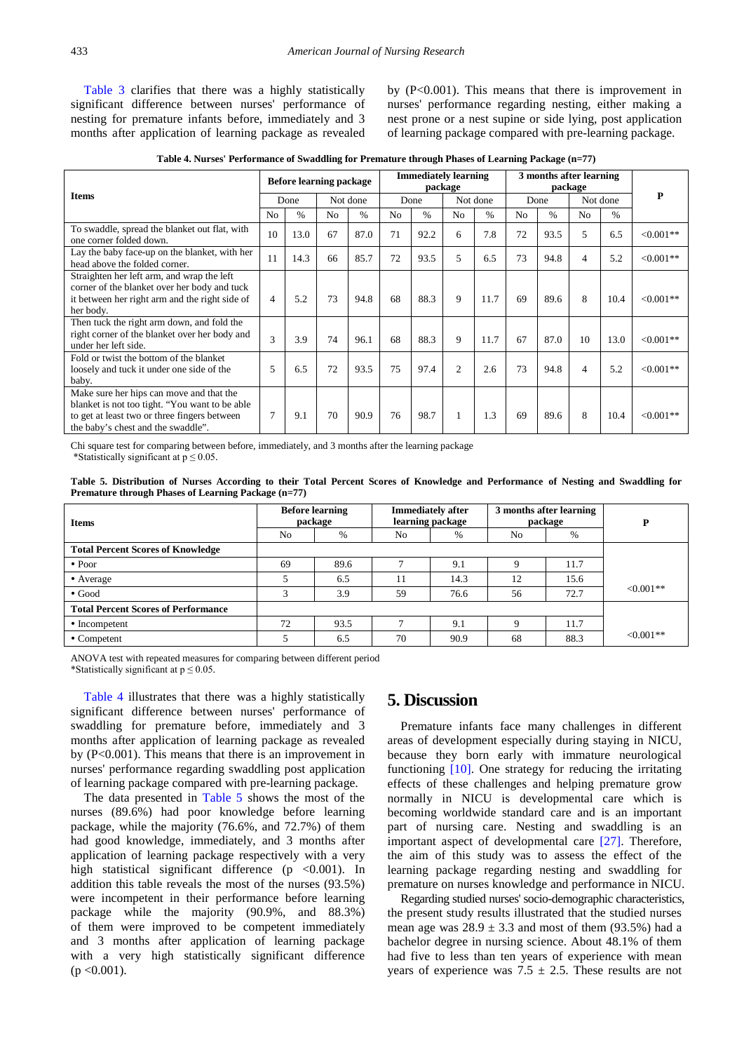Table 3 clarifies that there was a highly statistically significant difference between nurses' performance of nesting for premature infants before, immediately and 3 months after application of learning package as revealed by (P<0.001). This means that there is improvement in nurses' performance regarding nesting, either making a nest prone or a nest supine or side lying, post application of learning package compared with pre-learning package.

**Table 4. Nurses' Performance of Swaddling for Premature through Phases of Learning Package (n=77)**

| Items | Before learning package | | | | Immediately learning package | | | | 3 months after learning package | | | | P |
|---|---|---|---|---|---|---|---|---|---|---|---|---|---|
| | Done | | Not done | | Done | | Not done | | Done | | Not done | | |
| | No | % | No | % | No | % | No | % | No | % | No | % | |
| To swaddle, spread the blanket out flat, with one corner folded down. | 10 | 13.0 | 67 | 87.0 | 71 | 92.2 | 6 | 7.8 | 72 | 93.5 | 5 | 6.5 | <0.001** |
| Lay the baby face-up on the blanket, with her head above the folded corner. | 11 | 14.3 | 66 | 85.7 | 72 | 93.5 | 5 | 6.5 | 73 | 94.8 | 4 | 5.2 | <0.001** |
| Straighten her left arm, and wrap the left corner of the blanket over her body and tuck it between her right arm and the right side of her body. | 4 | 5.2 | 73 | 94.8 | 68 | 88.3 | 9 | 11.7 | 69 | 89.6 | 8 | 10.4 | <0.001** |
| Then tuck the right arm down, and fold the right corner of the blanket over her body and under her left side. | 3 | 3.9 | 74 | 96.1 | 68 | 88.3 | 9 | 11.7 | 67 | 87.0 | 10 | 13.0 | <0.001** |
| Fold or twist the bottom of the blanket loosely and tuck it under one side of the baby. | 5 | 6.5 | 72 | 93.5 | 75 | 97.4 | 2 | 2.6 | 73 | 94.8 | 4 | 5.2 | <0.001** |
| Make sure her hips can move and that the blanket is not too tight. "You want to be able to get at least two or three fingers between the baby's chest and the swaddle". | 7 | 9.1 | 70 | 90.9 | 76 | 98.7 | 1 | 1.3 | 69 | 89.6 | 8 | 10.4 | <0.001** |

Chi square test for comparing between before, immediately, and 3 months after the learning package
*Statistically significant at p ≤ 0.05.

**Table 5. Distribution of Nurses According to their Total Percent Scores of Knowledge and Performance of Nesting and Swaddling for Premature through Phases of Learning Package (n=77)**

| Items | Before learning package | | Immediately after learning package | | 3 months after learning package | | P |
|---|---|---|---|---|---|---|---|
| | No | % | No | % | No | % | |
| **Total Percent Scores of Knowledge** | | | | | | | |
| • Poor | 69 | 89.6 | 7 | 9.1 | 9 | 11.7 | |
| • Average | 5 | 6.5 | 11 | 14.3 | 12 | 15.6 | |
| • Good | 3 | 3.9 | 59 | 76.6 | 56 | 72.7 | <0.001** |
| **Total Percent Scores of Performance** | | | | | | | |
| • Incompetent | 72 | 93.5 | 7 | 9.1 | 9 | 11.7 | |
| • Competent | 5 | 6.5 | 70 | 90.9 | 68 | 88.3 | <0.001** |

ANOVA test with repeated measures for comparing between different period
*Statistically significant at p ≤ 0.05.

Table 4 illustrates that there was a highly statistically significant difference between nurses' performance of swaddling for premature before, immediately and 3 months after application of learning package as revealed by (P<0.001). This means that there is an improvement in nurses' performance regarding swaddling post application of learning package compared with pre-learning package.

The data presented in Table 5 shows the most of the nurses (89.6%) had poor knowledge before learning package, while the majority (76.6%, and 72.7%) of them had good knowledge, immediately, and 3 months after application of learning package respectively with a very high statistical significant difference (p <0.001). In addition this table reveals the most of the nurses (93.5%) were incompetent in their performance before learning package while the majority (90.9%, and 88.3%) of them were improved to be competent immediately and 3 months after application of learning package with a very high statistically significant difference (p <0.001).

## 5. Discussion

Premature infants face many challenges in different areas of development especially during staying in NICU, because they born early with immature neurological functioning [10]. One strategy for reducing the irritating effects of these challenges and helping premature grow normally in NICU is developmental care which is becoming worldwide standard care and is an important part of nursing care. Nesting and swaddling is an important aspect of developmental care [27]. Therefore, the aim of this study was to assess the effect of the learning package regarding nesting and swaddling for premature on nurses knowledge and performance in NICU.

Regarding studied nurses' socio-demographic characteristics, the present study results illustrated that the studied nurses mean age was 28.9 ± 3.3 and most of them (93.5%) had a bachelor degree in nursing science. About 48.1% of them had five to less than ten years of experience with mean years of experience was 7.5 ± 2.5. These results are not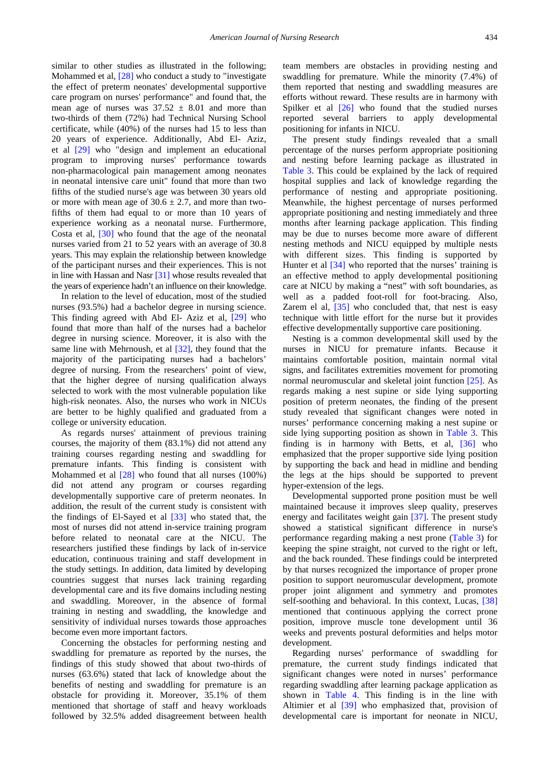similar to other studies as illustrated in the following; Mohammed et al, [28] who conduct a study to "investigate the effect of preterm neonates' developmental supportive care program on nurses' performance" and found that, the mean age of nurses was 37.52 ± 8.01 and more than two-thirds of them (72%) had Technical Nursing School certificate, while (40%) of the nurses had 15 to less than 20 years of experience. Additionally, Abd El- Aziz, et al [29] who "design and implement an educational program to improving nurses' performance towards non-pharmacological pain management among neonates in neonatal intensive care unit" found that more than two fifths of the studied nurse's age was between 30 years old or more with mean age of 30.6 ± 2.7, and more than two-fifths of them had equal to or more than 10 years of experience working as a neonatal nurse. Furthermore, Costa et al, [30] who found that the age of the neonatal nurses varied from 21 to 52 years with an average of 30.8 years. This may explain the relationship between knowledge of the participant nurses and their experiences. This is not in line with Hassan and Nasr [31] whose results revealed that the years of experience hadn't an influence on their knowledge.

In relation to the level of education, most of the studied nurses (93.5%) had a bachelor degree in nursing science. This finding agreed with Abd El- Aziz et al, [29] who found that more than half of the nurses had a bachelor degree in nursing science. Moreover, it is also with the same line with Mehrnoush, et al [32], they found that the majority of the participating nurses had a bachelors' degree of nursing. From the researchers' point of view, that the higher degree of nursing qualification always selected to work with the most vulnerable population like high-risk neonates. Also, the nurses who work in NICUs are better to be highly qualified and graduated from a college or university education.

As regards nurses' attainment of previous training courses, the majority of them (83.1%) did not attend any training courses regarding nesting and swaddling for premature infants. This finding is consistent with Mohammed et al [28] who found that all nurses (100%) did not attend any program or courses regarding developmentally supportive care of preterm neonates. In addition, the result of the current study is consistent with the findings of El-Sayed et al [33] who stated that, the most of nurses did not attend in-service training program before related to neonatal care at the NICU. The researchers justified these findings by lack of in-service education, continuous training and staff development in the study settings. In addition, data limited by developing countries suggest that nurses lack training regarding developmental care and its five domains including nesting and swaddling. Moreover, in the absence of formal training in nesting and swaddling, the knowledge and sensitivity of individual nurses towards those approaches become even more important factors.

Concerning the obstacles for performing nesting and swaddling for premature as reported by the nurses, the findings of this study showed that about two-thirds of nurses (63.6%) stated that lack of knowledge about the benefits of nesting and swaddling for premature is an obstacle for providing it. Moreover, 35.1% of them mentioned that shortage of staff and heavy workloads followed by 32.5% added disagreement between health team members are obstacles in providing nesting and swaddling for premature. While the minority (7.4%) of them reported that nesting and swaddling measures are efforts without reward. These results are in harmony with Spilker et al [26] who found that the studied nurses reported several barriers to apply developmental positioning for infants in NICU.

The present study findings revealed that a small percentage of the nurses perform appropriate positioning and nesting before learning package as illustrated in Table 3. This could be explained by the lack of required hospital supplies and lack of knowledge regarding the performance of nesting and appropriate positioning. Meanwhile, the highest percentage of nurses performed appropriate positioning and nesting immediately and three months after learning package application. This finding may be due to nurses become more aware of different nesting methods and NICU equipped by multiple nests with different sizes. This finding is supported by Hunter et al [34] who reported that the nurses' training is an effective method to apply developmental positioning care at NICU by making a "nest" with soft boundaries, as well as a padded foot-roll for foot-bracing. Also, Zarem el al, [35] who concluded that, that nest is easy technique with little effort for the nurse but it provides effective developmentally supportive care positioning.

Nesting is a common developmental skill used by the nurses in NICU for premature infants. Because it maintains comfortable position, maintain normal vital signs, and facilitates extremities movement for promoting normal neuromuscular and skeletal joint function [25]. As regards making a nest supine or side lying supporting position of preterm neonates, the finding of the present study revealed that significant changes were noted in nurses' performance concerning making a nest supine or side lying supporting position as shown in Table 3. This finding is in harmony with Betts, et al, [36] who emphasized that the proper supportive side lying position by supporting the back and head in midline and bending the legs at the hips should be supported to prevent hyper-extension of the legs.

Developmental supported prone position must be well maintained because it improves sleep quality, preserves energy and facilitates weight gain [37]. The present study showed a statistical significant difference in nurse's performance regarding making a nest prone (Table 3) for keeping the spine straight, not curved to the right or left, and the back rounded. These findings could be interpreted by that nurses recognized the importance of proper prone position to support neuromuscular development, promote proper joint alignment and symmetry and promotes self-soothing and behavioral. In this context, Lucas, [38] mentioned that continuous applying the correct prone position, improve muscle tone development until 36 weeks and prevents postural deformities and helps motor development.

Regarding nurses' performance of swaddling for premature, the current study findings indicated that significant changes were noted in nurses' performance regarding swaddling after learning package application as shown in Table 4. This finding is in the line with Altimier et al [39] who emphasized that, provision of developmental care is important for neonate in NICU,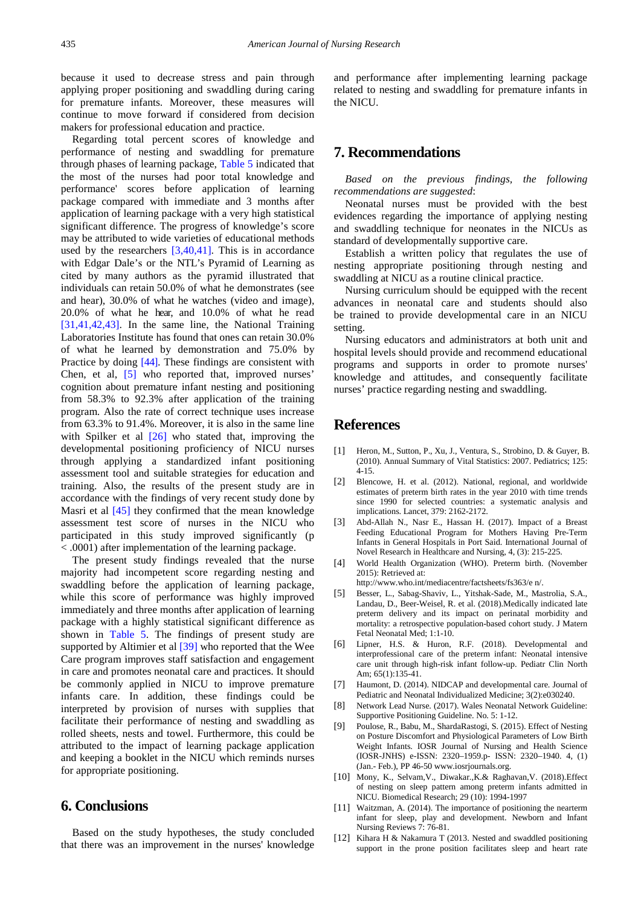because it used to decrease stress and pain through applying proper positioning and swaddling during caring for premature infants. Moreover, these measures will continue to move forward if considered from decision makers for professional education and practice.

Regarding total percent scores of knowledge and performance of nesting and swaddling for premature through phases of learning package, Table 5 indicated that the most of the nurses had poor total knowledge and performance' scores before application of learning package compared with immediate and 3 months after application of learning package with a very high statistical significant difference. The progress of knowledge's score may be attributed to wide varieties of educational methods used by the researchers [3,40,41]. This is in accordance with Edgar Dale's or the NTL's Pyramid of Learning as cited by many authors as the pyramid illustrated that individuals can retain 50.0% of what he demonstrates (see and hear), 30.0% of what he watches (video and image), 20.0% of what he hear, and 10.0% of what he read [31,41,42,43]. In the same line, the National Training Laboratories Institute has found that ones can retain 30.0% of what he learned by demonstration and 75.0% by Practice by doing [44]. These findings are consistent with Chen, et al, [5] who reported that, improved nurses' cognition about premature infant nesting and positioning from 58.3% to 92.3% after application of the training program. Also the rate of correct technique uses increase from 63.3% to 91.4%. Moreover, it is also in the same line with Spilker et al [26] who stated that, improving the developmental positioning proficiency of NICU nurses through applying a standardized infant positioning assessment tool and suitable strategies for education and training. Also, the results of the present study are in accordance with the findings of very recent study done by Masri et al [45] they confirmed that the mean knowledge assessment test score of nurses in the NICU who participated in this study improved significantly ($p < .0001$) after implementation of the learning package.

The present study findings revealed that the nurse majority had incompetent score regarding nesting and swaddling before the application of learning package, while this score of performance was highly improved immediately and three months after application of learning package with a highly statistical significant difference as shown in Table 5. The findings of present study are supported by Altimier et al [39] who reported that the Wee Care program improves staff satisfaction and engagement in care and promotes neonatal care and practices. It should be commonly applied in NICU to improve premature infants care. In addition, these findings could be interpreted by provision of nurses with supplies that facilitate their performance of nesting and swaddling as rolled sheets, nests and towel. Furthermore, this could be attributed to the impact of learning package application and keeping a booklet in the NICU which reminds nurses for appropriate positioning.

## 6. Conclusions

Based on the study hypotheses, the study concluded that there was an improvement in the nurses' knowledge and performance after implementing learning package related to nesting and swaddling for premature infants in the NICU.

## 7. Recommendations

*Based on the previous findings, the following recommendations are suggested*:

Neonatal nurses must be provided with the best evidences regarding the importance of applying nesting and swaddling technique for neonates in the NICUs as standard of developmentally supportive care.

Establish a written policy that regulates the use of nesting appropriate positioning through nesting and swaddling at NICU as a routine clinical practice.

Nursing curriculum should be equipped with the recent advances in neonatal care and students should also be trained to provide developmental care in an NICU setting.

Nursing educators and administrators at both unit and hospital levels should provide and recommend educational programs and supports in order to promote nurses' knowledge and attitudes, and consequently facilitate nurses' practice regarding nesting and swaddling.

## References

[1] Heron, M., Sutton, P., Xu, J., Ventura, S., Strobino, D. & Guyer, B. (2010). Annual Summary of Vital Statistics: 2007. Pediatrics; 125: 4-15.

[2] Blencowe, H. et al. (2012). National, regional, and worldwide estimates of preterm birth rates in the year 2010 with time trends since 1990 for selected countries: a systematic analysis and implications. Lancet, 379: 2162-2172.

[3] Abd-Allah N., Nasr E., Hassan H. (2017). Impact of a Breast Feeding Educational Program for Mothers Having Pre-Term Infants in General Hospitals in Port Said. International Journal of Novel Research in Healthcare and Nursing, 4, (3): 215-225.

[4] World Health Organization (WHO). Preterm birth. (November 2015): Retrieved at: http://www.who.int/mediacentre/factsheets/fs363/e n/.

[5] Besser, L., Sabag-Shaviv, L., Yitshak-Sade, M., Mastrolia, S.A., Landau, D., Beer-Weisel, R. et al. (2018).Medically indicated late preterm delivery and its impact on perinatal morbidity and mortality: a retrospective population-based cohort study. J Matern Fetal Neonatal Med; 1:1-10.

[6] Lipner, H.S. & Huron, R.F. (2018). Developmental and interprofessional care of the preterm infant: Neonatal intensive care unit through high-risk infant follow-up. Pediatr Clin North Am; 65(1):135-41.

[7] Haumont, D. (2014). NIDCAP and developmental care. Journal of Pediatric and Neonatal Individualized Medicine; 3(2):e030240.

[8] Network Lead Nurse. (2017). Wales Neonatal Network Guideline: Supportive Positioning Guideline. No. 5: 1-12.

[9] Poulose, R., Babu, M., ShardaRastogi, S. (2015). Effect of Nesting on Posture Discomfort and Physiological Parameters of Low Birth Weight Infants. IOSR Journal of Nursing and Health Science (IOSR-JNHS) e-ISSN: 2320–1959.p- ISSN: 2320–1940. 4, (1) (Jan.- Feb.), PP 46-50 www.iosrjournals.org.

[10] Mony, K., Selvam,V., Diwakar.,K.& Raghavan,V. (2018).Effect of nesting on sleep pattern among preterm infants admitted in NICU. Biomedical Research; 29 (10): 1994-1997

[11] Waitzman, A. (2014). The importance of positioning the nearterm infant for sleep, play and development. Newborn and Infant Nursing Reviews 7: 76-81.

[12] Kihara H & Nakamura T (2013. Nested and swaddled positioning support in the prone position facilitates sleep and heart rate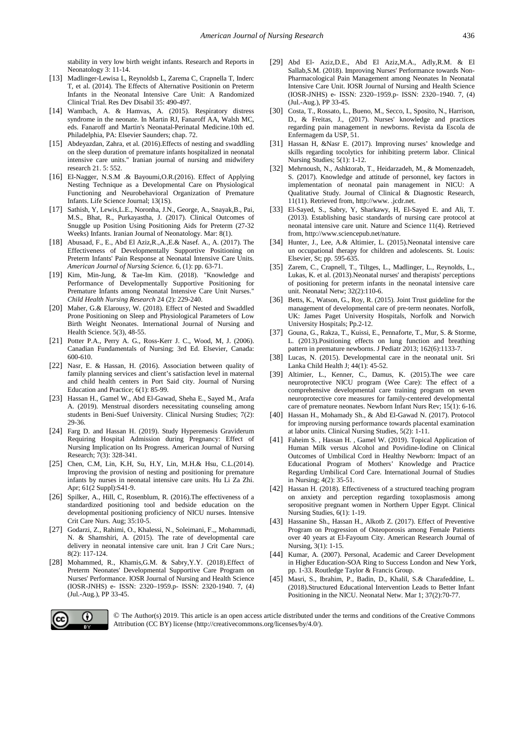stability in very low birth weight infants. Research and Reports in Neonatology 3: 11-14.

[13] Madlinger-Lewisa L, Reynoldsb L, Zarema C, Crapnella T, Inderc T, et al. (2014). The Effects of Alternative Positionin on Preterm Infants in the Neonatal Intensive Care Unit: A Randomized Clinical Trial. Res Dev Disabil 35: 490-497.

[14] Wambach, A. & Hamvas, A. (2015). Respiratory distress syndrome in the neonate. In Martin RJ, Fanaroff AA, Walsh MC, eds. Fanaroff and Martin's Neonatal-Perinatal Medicine.10th ed. Philadelphia, PA: Elsevier Saunders; chap. 72.

[15] Abdeyazdan, Zahra, et al. (2016).Effects of nesting and swaddling on the sleep duration of premature infants hospitalized in neonatal intensive care units." Iranian journal of nursing and midwifery research 21. 5: 552.

[16] El-Nagger, N.S.M .& Bayoumi,O.R.(2016). Effect of Applying Nesting Technique as a Developmental Care on Physiological Functioning and Neurobehavioral Organization of Premature Infants. Life Science Journal; 13(1S).

[17] Sathish, Y, Lewis,L.E., Noronha, J.N., George, A., Snayak,B., Pai, M.S., Bhat, R., Purkayastha, J. (2017). Clinical Outcomes of Snuggle up Position Using Positioning Aids for Preterm (27-32 Weeks) Infants. Iranian Journal of Neonatology. Mar: 8(1).

[18] Abusaad, F., E., Abd El Aziz,R.,A.,E.& Nasef. A., A. (2017). The Effectiveness of Developmentally Supportive Positioning on Preterm Infants' Pain Response at Neonatal Intensive Care Units. *American Journal of Nursing Science.* 6, (1): pp. 63-71.

[19] Kim, Min-Jung, & Tae-Im Kim. (2018). "Knowledge and Performance of Developmentally Supportive Positioning for Premature Infants among Neonatal Intensive Care Unit Nurses." *Child Health Nursing Research* 24 (2): 229-240.

[20] Maher, G.& Elarousy, W. (2018). Effect of Nested and Swaddled Prone Positioning on Sleep and Physiological Parameters of Low Birth Weight Neonates. International Journal of Nursing and Health Science. 5(3), 48-55.

[21] Potter P.A., Perry A. G., Ross-Kerr J. C., Wood, M, J. (2006). Canadian Fundamentals of Nursing; 3rd Ed. Elsevier, Canada: 600-610.

[22] Nasr, E. & Hassan, H. (2016). Association between quality of family planning services and client's satisfaction level in maternal and child health centers in Port Said city. Journal of Nursing Education and Practice; 6(1): 85-99.

[23] Hassan H., Gamel W., Abd El-Gawad, Sheha E., Sayed M., Arafa A. (2019). Menstrual disorders necessitating counseling among students in Beni-Suef University. Clinical Nursing Studies; 7(2): 29-36.

[24] Farg D. and Hassan H. (2019). Study Hyperemesis Graviderum Requiring Hospital Admission during Pregnancy: Effect of Nursing Implication on Its Progress. American Journal of Nursing Research; 7(3): 328-341.

[25] Chen, C.M, Lin, K.H, Su, H.Y, Lin, M.H.& Hsu, C.L.(2014). Improving the provision of nesting and positioning for premature infants by nurses in neonatal intensive care units. Hu Li Za Zhi. Apr; 61(2 Suppl):S41-9.

[26] Spilker, A., Hill, C, Rosenblum, R. (2016).The effectiveness of a standardized positioning tool and bedside education on the developmental positioning proficiency of NICU nurses. Intensive Crit Care Nurs. Aug; 35:10-5.

[27] Godarzi, Z., Rahimi, O., Khalessi, N., Soleimani, F.,, Mohammadi, N. & Shamshiri, A. (2015). The rate of developmental care delivery in neonatal intensive care unit. Iran J Crit Care Nurs.; 8(2): 117-124.

[28] Mohammed, R., Khamis,G.M. & Sabry,Y.Y. (2018).Effect of Preterm Neonates' Developmental Supportive Care Program on Nurses' Performance. IOSR Journal of Nursing and Health Science (IOSR-JNHS) e- ISSN: 2320–1959.p- ISSN: 2320-1940. 7, (4) (Jul.-Aug.), PP 33-45.

[29] Abd El- Aziz,D.E., Abd El Aziz,M.A., Adly,R.M. & El Sallab,S.M. (2018). Improving Nurses' Performance towards Non-Pharmacological Pain Management among Neonates In Neonatal Intensive Care Unit. IOSR Journal of Nursing and Health Science (IOSR-JNHS) e- ISSN: 2320–1959.p- ISSN: 2320–1940. 7, (4) (Jul.-Aug.), PP 33-45.

[30] Costa, T., Rossato, L., Bueno, M., Secco, I., Sposito, N., Harrison, D., & Freitas, J., (2017). Nurses' knowledge and practices regarding pain management in newborns. Revista da Escola de Enfermagem da USP, 51.

[31] Hassan H, &Nasr E. (2017). Improving nurses' knowledge and skills regarding tocolytics for inhibiting preterm labor. Clinical Nursing Studies; 5(1): 1-12.

[32] Mehrnoush, N., Ashktorab, T., Heidarzadeh, M., & Momenzadeh, S. (2017). Knowledge and attitude of personnel, key factors in implementation of neonatal pain management in NICU: A Qualitative Study. Journal of Clinical & Diagnostic Research, 11(11). Retrieved from, http://www. .jcdr.net.

[33] El-Sayed, S., Sabry, Y, Sharkawy, H, El-Sayed E. and Ali, T. (2013). Establishing basic standards of nursing care protocol at neonatal intensive care unit. Nature and Science 11(4). Retrieved from, http://www.sciencepub.net/nature.

[34] Hunter, J., Lee, A.& Altimier, L. (2015).Neonatal intensive care un occupational therapy for children and adolescents. St. Louis: Elsevier, St; pp. 595-635.

[35] Zarem, C., Crapnell, T., Tiltges, L., Madlinger, L., Reynolds, L., Lukas, K. et al. (2013).Neonatal nurses' and therapists' perceptions of positioning for preterm infants in the neonatal intensive care unit. Neonatal Netw; 32(2):110-6.

[36] Betts, K., Watson, G., Roy, R. (2015). Joint Trust guideline for the management of developmental care of pre-term neonates. Norfolk, UK: James Paget University Hospitals, Norfolk and Norwich University Hospitals; Pp.2-12.

[37] Gouna, G., Rakza, T., Kuissi, E., Pennaforte, T., Mur, S. & Storme, L. (2013).Positioning effects on lung function and breathing pattern in premature newborns. J Pediatr 2013; 162(6):1133-7.

[38] Lucas, N. (2015). Developmental care in the neonatal unit. Sri Lanka Child Health J; 44(1): 45-52.

[39] Altimier, L., Kenner, C., Damus, K. (2015).The wee care neuroprotective NICU program (Wee Care): The effect of a comprehensive developmental care training program on seven neuroprotective core measures for family-centered developmental care of premature neonates. Newborn Infant Nurs Rev; 15(1): 6-16.

[40] Hassan H., Mohamady Sh., & Abd El-Gawad N. (2017). Protocol for improving nursing performance towards placental examination at labor units. Clinical Nursing Studies, 5(2): 1-11.

[41] Faheim S. , Hassan H. , Gamel W. (2019). Topical Application of Human Milk versus Alcohol and Povidine-Iodine on Clinical Outcomes of Umbilical Cord in Healthy Newborn: Impact of an Educational Program of Mothers' Knowledge and Practice Regarding Umbilical Cord Care. International Journal of Studies in Nursing; 4(2): 35-51.

[42] Hassan H. (2018). Effectiveness of a structured teaching program on anxiety and perception regarding toxoplasmosis among seropositive pregnant women in Northern Upper Egypt. Clinical Nursing Studies, 6(1): 1-19.

[43] Hassanine Sh., Hassan H., Alkotb Z. (2017). Effect of Preventive Program on Progression of Osteoporosis among Female Patients over 40 years at El-Fayoum City. American Research Journal of Nursing, 3(1): 1-15.

[44] Kumar, A. (2007). Personal, Academic and Career Development in Higher Education-SOA Ring to Success London and New York, pp. 1-33. Routledge Taylor & Francis Group.

[45] Masri, S., Ibrahim, P., Badin, D., Khalil, S.& Charafeddine, L. (2018).Structured Educational Intervention Leads to Better Infant Positioning in the NICU. Neonatal Netw. Mar 1; 37(2):70-77.

© The Author(s) 2019. This article is an open access article distributed under the terms and conditions of the Creative Commons Attribution (CC BY) license (http://creativecommons.org/licenses/by/4.0/).